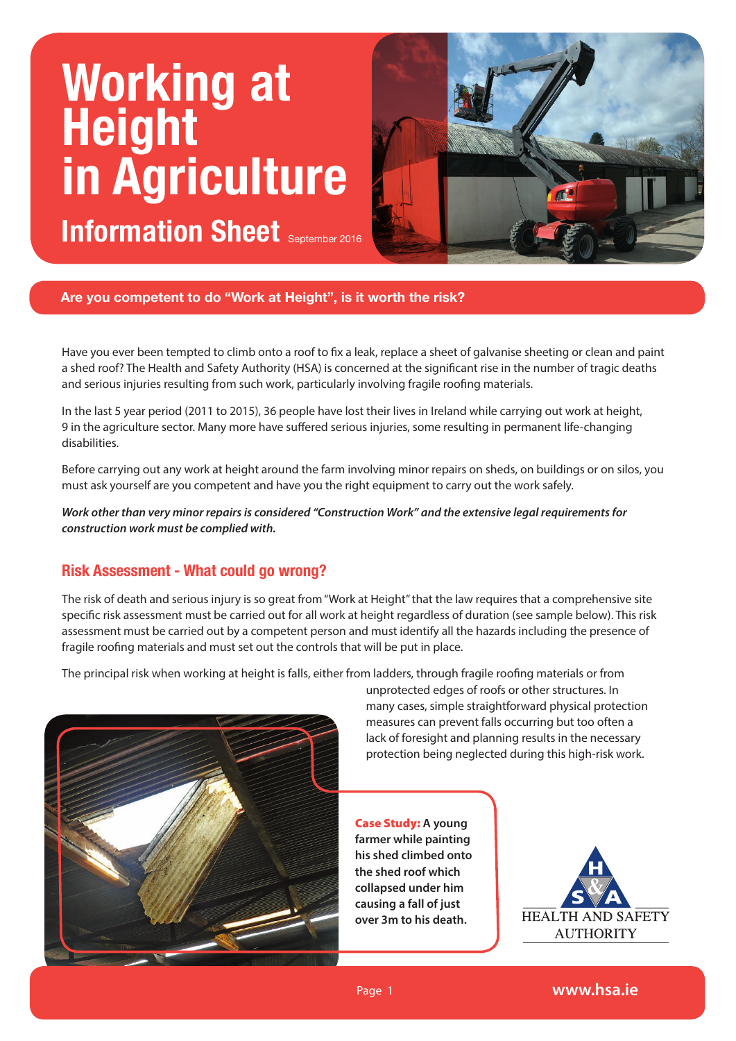# Working at Height in Agriculture

## Information Sheet

September 2016

### Are you competent to do "Work at Height", is it worth the risk?

Have you ever been tempted to climb onto a roof to fix a leak, replace a sheet of galvanise sheeting or clean and paint a shed roof? The Health and Safety Authority (HSA) is concerned at the significant rise in the number of tragic deaths and serious injuries resulting from such work, particularly involving fragile roofing materials.

In the last 5 year period (2011 to 2015), 36 people have lost their lives in Ireland while carrying out work at height, 9 in the agriculture sector. Many more have suffered serious injuries, some resulting in permanent life-changing disabilities.

Before carrying out any work at height around the farm involving minor repairs on sheds, on buildings or on silos, you must ask yourself are you competent and have you the right equipment to carry out the work safely.

***Work other than very minor repairs is considered "Construction Work" and the extensive legal requirements for construction work must be complied with.***

### Risk Assessment - What could go wrong?

The risk of death and serious injury is so great from "Work at Height" that the law requires that a comprehensive site specific risk assessment must be carried out for all work at height regardless of duration (see sample below). This risk assessment must be carried out by a competent person and must identify all the hazards including the presence of fragile roofing materials and must set out the controls that will be put in place.

The principal risk when working at height is falls, either from ladders, through fragile roofing materials or from unprotected edges of roofs or other structures. In many cases, simple straightforward physical protection measures can prevent falls occurring but too often a lack of foresight and planning results in the necessary protection being neglected during this high-risk work.

**Case Study: A young farmer while painting his shed climbed onto the shed roof which collapsed under him causing a fall of just over 3m to his death.**

HEALTH AND SAFETY AUTHORITY

www.hsa.ie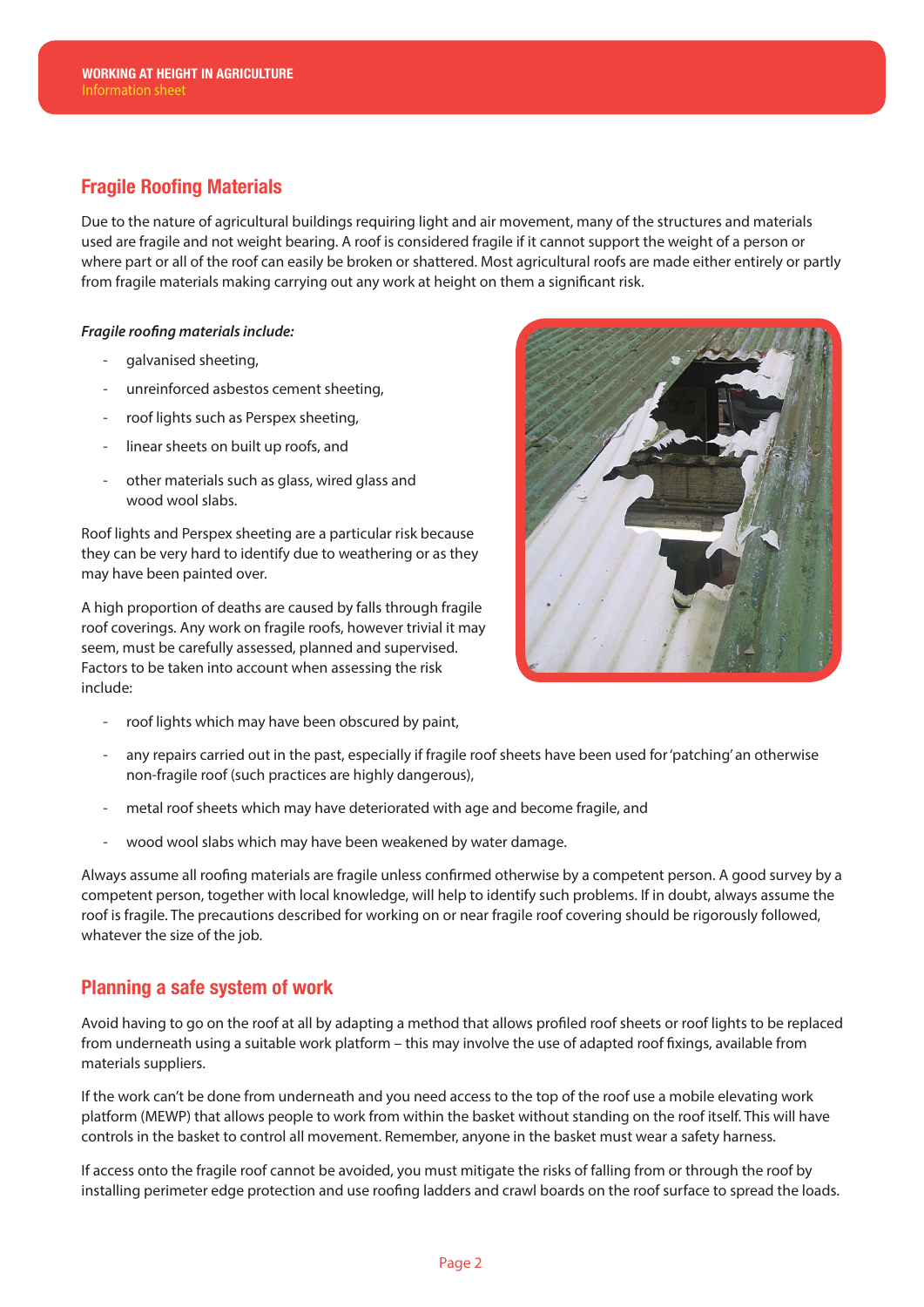## Fragile Roofing Materials

Due to the nature of agricultural buildings requiring light and air movement, many of the structures and materials used are fragile and not weight bearing. A roof is considered fragile if it cannot support the weight of a person or where part or all of the roof can easily be broken or shattered. Most agricultural roofs are made either entirely or partly from fragile materials making carrying out any work at height on them a significant risk.

***Fragile roofing materials include:***

- galvanised sheeting,
- unreinforced asbestos cement sheeting,
- roof lights such as Perspex sheeting,
- linear sheets on built up roofs, and
- other materials such as glass, wired glass and wood wool slabs.

Roof lights and Perspex sheeting are a particular risk because they can be very hard to identify due to weathering or as they may have been painted over.

A high proportion of deaths are caused by falls through fragile roof coverings. Any work on fragile roofs, however trivial it may seem, must be carefully assessed, planned and supervised. Factors to be taken into account when assessing the risk include:

- roof lights which may have been obscured by paint,
- any repairs carried out in the past, especially if fragile roof sheets have been used for 'patching' an otherwise non-fragile roof (such practices are highly dangerous),
- metal roof sheets which may have deteriorated with age and become fragile, and
- wood wool slabs which may have been weakened by water damage.

Always assume all roofing materials are fragile unless confirmed otherwise by a competent person. A good survey by a competent person, together with local knowledge, will help to identify such problems. If in doubt, always assume the roof is fragile. The precautions described for working on or near fragile roof covering should be rigorously followed, whatever the size of the job.

## Planning a safe system of work

Avoid having to go on the roof at all by adapting a method that allows profiled roof sheets or roof lights to be replaced from underneath using a suitable work platform – this may involve the use of adapted roof fixings, available from materials suppliers.

If the work can't be done from underneath and you need access to the top of the roof use a mobile elevating work platform (MEWP) that allows people to work from within the basket without standing on the roof itself. This will have controls in the basket to control all movement. Remember, anyone in the basket must wear a safety harness.

If access onto the fragile roof cannot be avoided, you must mitigate the risks of falling from or through the roof by installing perimeter edge protection and use roofing ladders and crawl boards on the roof surface to spread the loads.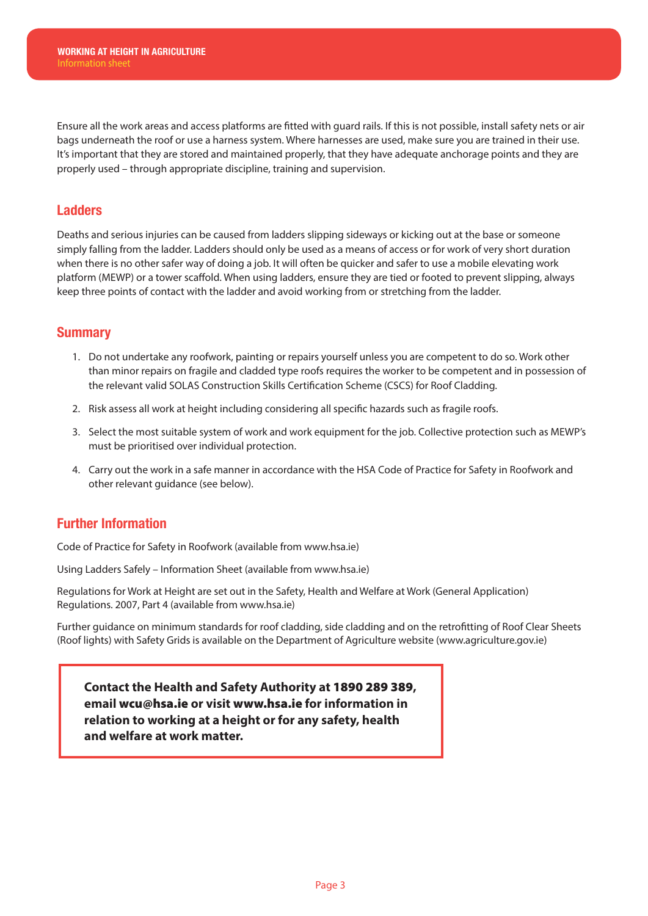Ensure all the work areas and access platforms are fitted with guard rails. If this is not possible, install safety nets or air bags underneath the roof or use a harness system. Where harnesses are used, make sure you are trained in their use. It's important that they are stored and maintained properly, that they have adequate anchorage points and they are properly used – through appropriate discipline, training and supervision.

## Ladders

Deaths and serious injuries can be caused from ladders slipping sideways or kicking out at the base or someone simply falling from the ladder. Ladders should only be used as a means of access or for work of very short duration when there is no other safer way of doing a job. It will often be quicker and safer to use a mobile elevating work platform (MEWP) or a tower scaffold. When using ladders, ensure they are tied or footed to prevent slipping, always keep three points of contact with the ladder and avoid working from or stretching from the ladder.

## Summary

1. Do not undertake any roofwork, painting or repairs yourself unless you are competent to do so. Work other than minor repairs on fragile and cladded type roofs requires the worker to be competent and in possession of the relevant valid SOLAS Construction Skills Certification Scheme (CSCS) for Roof Cladding.
2. Risk assess all work at height including considering all specific hazards such as fragile roofs.
3. Select the most suitable system of work and work equipment for the job. Collective protection such as MEWP's must be prioritised over individual protection.
4. Carry out the work in a safe manner in accordance with the HSA Code of Practice for Safety in Roofwork and other relevant guidance (see below).

## Further Information

Code of Practice for Safety in Roofwork (available from www.hsa.ie)

Using Ladders Safely – Information Sheet (available from www.hsa.ie)

Regulations for Work at Height are set out in the Safety, Health and Welfare at Work (General Application) Regulations. 2007, Part 4 (available from www.hsa.ie)

Further guidance on minimum standards for roof cladding, side cladding and on the retrofitting of Roof Clear Sheets (Roof lights) with Safety Grids is available on the Department of Agriculture website (www.agriculture.gov.ie)

**Contact the Health and Safety Authority at 1890 289 389, email wcu@hsa.ie or visit www.hsa.ie for information in relation to working at a height or for any safety, health and welfare at work matter.**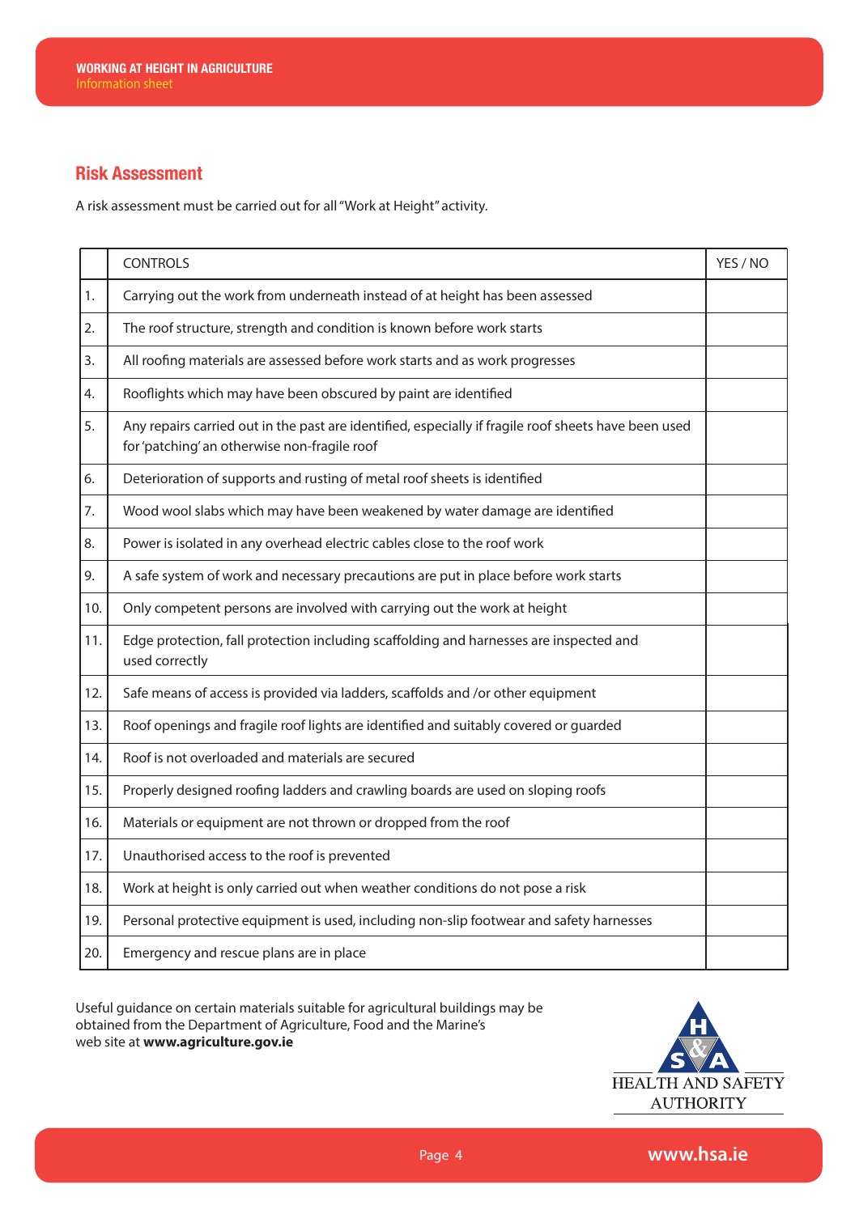## Risk Assessment

A risk assessment must be carried out for all "Work at Height" activity.

| | CONTROLS | YES / NO |
|---|---|---|
| 1. | Carrying out the work from underneath instead of at height has been assessed | |
| 2. | The roof structure, strength and condition is known before work starts | |
| 3. | All roofing materials are assessed before work starts and as work progresses | |
| 4. | Rooflights which may have been obscured by paint are identified | |
| 5. | Any repairs carried out in the past are identified, especially if fragile roof sheets have been used for 'patching' an otherwise non-fragile roof | |
| 6. | Deterioration of supports and rusting of metal roof sheets is identified | |
| 7. | Wood wool slabs which may have been weakened by water damage are identified | |
| 8. | Power is isolated in any overhead electric cables close to the roof work | |
| 9. | A safe system of work and necessary precautions are put in place before work starts | |
| 10. | Only competent persons are involved with carrying out the work at height | |
| 11. | Edge protection, fall protection including scaffolding and harnesses are inspected and used correctly | |
| 12. | Safe means of access is provided via ladders, scaffolds and /or other equipment | |
| 13. | Roof openings and fragile roof lights are identified and suitably covered or guarded | |
| 14. | Roof is not overloaded and materials are secured | |
| 15. | Properly designed roofing ladders and crawling boards are used on sloping roofs | |
| 16. | Materials or equipment are not thrown or dropped from the roof | |
| 17. | Unauthorised access to the roof is prevented | |
| 18. | Work at height is only carried out when weather conditions do not pose a risk | |
| 19. | Personal protective equipment is used, including non-slip footwear and safety harnesses | |
| 20. | Emergency and rescue plans are in place | |

Useful guidance on certain materials suitable for agricultural buildings may be obtained from the Department of Agriculture, Food and the Marine's web site at **www.agriculture.gov.ie**